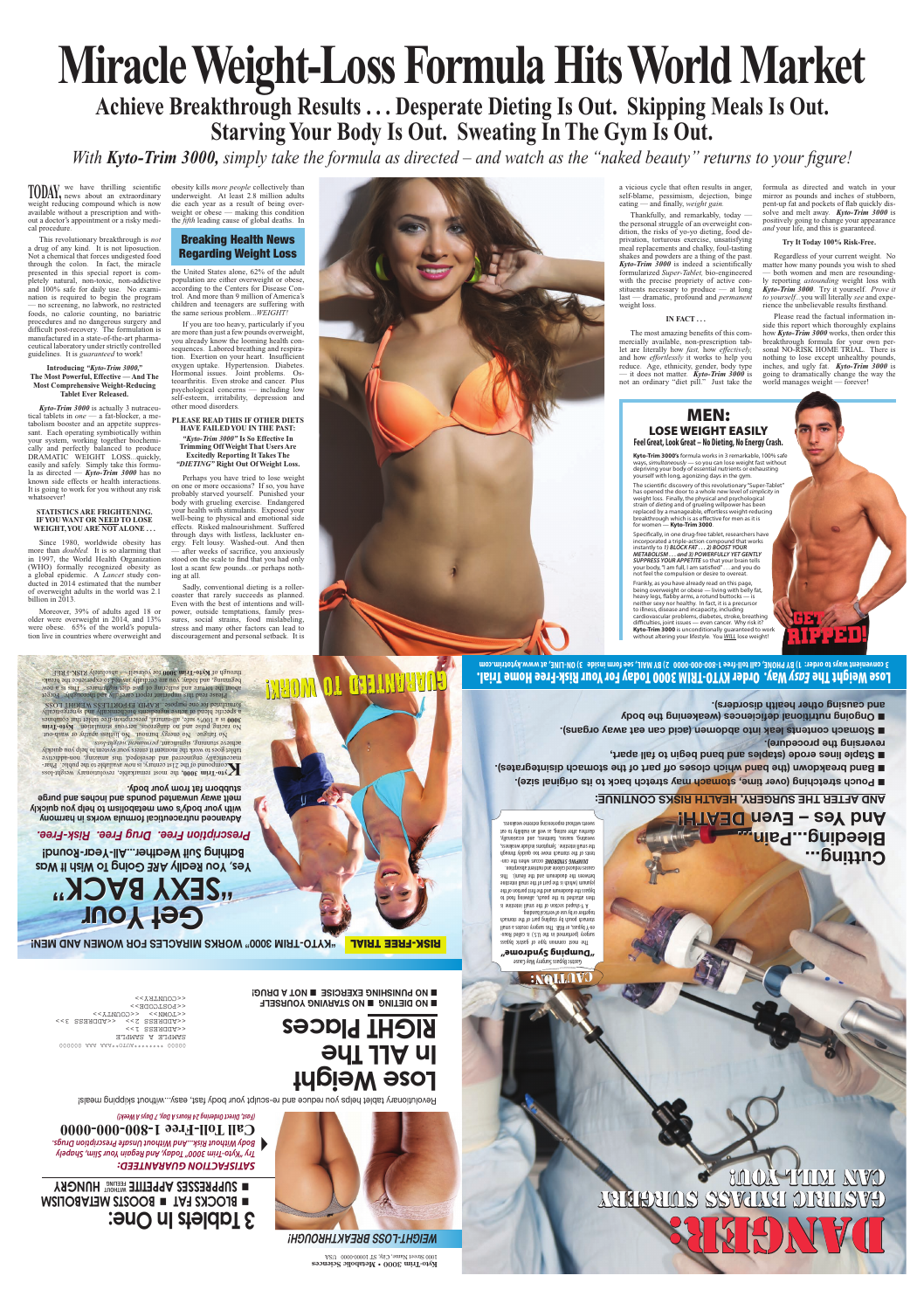# Miracle Weight-Loss Formula Hits World Market

## Achieve Breakthrough Results . . . Desperate Dieting Is Out. Skipping Meals Is Out. Starving Your Body Is Out. Sweating In The Gym Is Out.

*With **Kyto-Trim 3000,** simply take the formula as directed – and watch as the "naked beauty" returns to your figure!*

TODAY, we have thrilling scientific news about an extraordinary weight reducing compound which is now available without a prescription and without a doctor's appointment or a risky medical procedure.

This revolutionary breakthrough is *not* a drug of any kind. It is not liposuction. Not a chemical that forces undigested food through the colon. In fact, the miracle presented in this special report is completely natural, non-toxic, non-addictive and 100% safe for daily use. No examination is required to begin the program — no screening, no labwork, no restricted foods, no calorie counting, no bariatric procedures and no dangerous surgery and difficult post-recovery. The formulation is manufactured in a state-of-the-art pharmaceutical laboratory under strictly controlled guidelines. It is *guaranteed* to work!

**Introducing *"Kyto-Trim 3000,"* The Most Powerful, Effective — And The Most Comprehensive Weight-Reducing Tablet Ever Released.**

***Kyto-Trim 3000*** is actually 3 nutraceutical tablets in *one* — a fat-blocker, a metabolism booster and an appetite suppressant. Each operating symbiotically within your system, working together biochemically and perfectly balanced to produce DRAMATIC WEIGHT LOSS...quickly, easily and safely. Simply take this formula as directed — ***Kyto-Trim 3000*** has no known side effects or health interactions. It is going to work for you without any risk whatsoever!

**STATISTICS ARE FRIGHTENING. IF YOU WANT OR NEED TO LOSE WEIGHT, YOU ARE NOT ALONE . . .**

Since 1980, worldwide obesity has more than *doubled*. It is so alarming that in 1997, the World Health Organization (WHO) formally recognized obesity as a global epidemic. A *Lancet* study conducted in 2014 estimated that the number of overweight adults in the world was 2.1 billion in 2013.

Moreover, 39% of adults aged 18 or older were overweight in 2014, and 13% were obese. 65% of the world's population live in countries where overweight and obesity kills *more people* collectively than underweight. At least 2.8 million adults die each year as a result of being overweight or obese — making this condition the *fifth* leading cause of global deaths. In

## Breaking Health News Regarding Weight Loss

the United States alone, 62% of the adult population are either overweight or obese, according to the Centers for Disease Control. And more than 9 million of America's children and teenagers are suffering with the same serious problem...*WEIGHT!*

If you are too heavy, particularly if you are more than just a few pounds overweight, you already know the looming health consequences. Labored breathing and respiration. Exertion on your heart. Insufficient oxygen uptake. Hypertension. Diabetes. Hormonal issues. Joint problems. Osteoarthritis. Even stroke and cancer. Plus psychological concerns — including low self-esteem, irritability, depression and other mood disorders.

**PLEASE READ THIS IF OTHER DIETS HAVE FAILED YOU IN THE PAST:**

***"Kyto-Trim 3000"* Is So Effective In Trimming Off Weight That Users Are Excitedly Reporting It Takes The *"DIETING"* Right Out Of Weight Loss.**

Perhaps you have tried to lose weight on one or more occasions? If so, you have probably starved yourself. Punished your body with grueling exercise. Endangered your health with stimulants. Exposed your well-being to physical and emotional side effects. Risked malnourishment. Suffered through days with listless, lackluster energy. Felt lousy. Washed-out. And then — after weeks of sacrifice, you anxiously stood on the scale to find that you had only lost a scant few pounds...or perhaps nothing at all.

Sadly, conventional dieting is a roller-coaster that rarely succeeds as planned. Even with the best of intentions and will-power, outside temptations, family pressures, social strains, food mislabeling, stress and many other factors can lead to discouragement and personal setback. It is a vicious cycle that often results in anger, self-blame, pessimism, dejection, binge eating — and finally, *weight gain.*

Thankfully, and remarkably, today — the personal struggle of an overweight condition, the risks of yo-yo dieting, food deprivation, torturous exercise, unsatisfying meal replacements and chalky, foul-tasting shakes and powders are a thing of the past. ***Kyto-Trim 3000*** is indeed a scientifically formularized *Super-Tablet,* bio-engineered with the precise propriety of active constituents necessary to produce — at long last — dramatic, profound and *permanent* weight loss.

**IN FACT . . .**

The most amazing benefits of this commercially available, non-prescription tablet are literally how *fast,* how *effectively,* and how *effortlessly* it works to help you reduce. Age, ethnicity, gender, body type — it does not matter. ***Kyto-Trim 3000*** is not an ordinary "diet pill." Just take the formula as directed and watch in your mirror as pounds and inches of stubborn, pent-up fat and pockets of flab quickly dissolve and melt away. ***Kyto-Trim 3000*** is positively going to change your appearance *and* your life, and this is guaranteed.

**Try It Today 100% Risk-Free.**

Regardless of your current weight. No matter how many pounds you wish to shed — both women and men are resoundingly reporting *astounding* weight loss with ***Kyto-Trim 3000***. Try it yourself. *Prove it to yourself...*you will literally *see* and experience the unbelievable results firsthand.

Please read the factual information inside this report which thoroughly explains how ***Kyto-Trim 3000*** works, then order this breakthrough formula for your own personal NO-RISK HOME TRIAL. There is nothing to lose except unhealthy pounds, inches, and ugly fat. ***Kyto-Trim 3000*** is going to dramatically change the way the world manages weight — forever!

## MEN:

### LOSE WEIGHT EASILY

**Feel Great, Look Great – No Dieting, No Energy Crash.**

**Kyto-Trim 3000's** formula works in 3 remarkable, 100% safe ways, *simultaneously* — so you can lose weight fast without depriving your body of essential nutrients or exhausting yourself with long, agonizing days in the gym.

The scientific discovery of this revolutionary "Super-Tablet" has opened the door to a whole new level of *simplicity* in weight loss. Finally, the physical and psychological strain of *dieting* and of grueling willpower has been replaced by a manageable, effortless weight-reducing breakthrough which is as effective for men as it is for women — **Kyto-Trim 3000**.

Specifically, in one drug-free tablet, researchers have incorporated a triple-action compound that works instantly to *1) BLOCK FAT . . . 2) BOOST YOUR METABOLISM . . . and 3) POWERFULLY YET GENTLY SUPPRESS YOUR APPETITE* so that your brain tells your body, "I am full, I am satisfied" . . . and you do not feel the compulsion or desire to overeat.

Frankly, as you have already read on this page, being overweight or obese — living with belly fat, heavy legs, flabby arms, a rotund buttocks — is neither sexy nor healthy. In fact, it is a precursor to illness, disease and incapacity, including cardiovascular problems, diabetes, stroke, breathing difficulties, joint issues — even cancer. Why risk it? **Kyto-Trim 3000** is unconditionally guaranteed to work without altering your lifestyle. You WILL lose weight!

GET RIPPED!

**Lose Weight The *Easy* Way. Order KYTO-TRIM 3000 Today For Your Risk-Free Home Trial.**

3 convenient ways to order: 1) BY PHONE, call toll-free 1-800-000-0000 2) BY MAIL, see form inside 3) ON-LINE, at www.kytotrim.com

## DANGER: GASTRIC BYPASS SURGERY CAN KILL YOU!

# Cutting... Bleeding... Pain... And Yes – Even DEATH!

**AND AFTER THE SURGERY, HEALTH RISKS CONTINUE:**

- Pouch stretching (over time, stomach may stretch back to its original size).
- Band breakdown (the band which closes off part of the stomach disintegrates).
- Staple lines erode (staples and band begin to fall apart, reversing the procedure).
- Ongoing nutritional deficiencies (weakening the body and causing other health disorders).
- Stomach contents leak into abdomen (acid can eat away organs).

**CAUTION:**

**Gastric Bypass Surgery May Cause "Dumping Syndrome"**

The most common type of gastric bypass surgery performed in the U.S.) is called Roux-en-Y bypass, or RYB. The surgery creates a small stomach pouch by stapling part of the stomach together or by use of vertical banding. A Y-shaped section of the small intestine is then attached to the pouch, allowing food to bypass the duodenum and the first portion of the jejunum (which is the part of the small intestine between the duodenum and the ileum). This causes reduced calorie and nutrient absorption. *DUMPING SYNDROME* occurs when the contents of the stomach move too quickly through the small intestine. Symptoms include weakness, sweating, nausea, faintness, and occasionally, diarrhea after eating, as well as inability to eat sweets without experiencing extreme weakness.

**RISK-FREE TRIAL** "KYTO-TRIM 3000" WORKS MIRACLES FOR WOMEN AND MEN!

# Get Your "SEXY BACK"

## Yes, You Really ARE Going To Wish It Was Bathing Suit Weather...All-Year-Round!

***Prescription Free. Drug Free. Risk-Free.***

**Advanced nutraceutical formula works in harmony with your body's own metabolism to help you quickly melt away unwanted pounds and inches and purge stubborn fat from your body.**

**K*yto-Trim 3000*,** the most remarkable, revolutionary weight-loss compound of the 21st century, is now available to the public. Phenomenally engineered and developed, this amazing, non-addictive tablet goes to work the moment it enters your system to help you quickly achieve stunning, significant, *permanent weight-loss.*

No fatigue. No energy burnout. No listless days. No lightheadedness. No racing pulse and no dangerous, nervous stimulants. ***Kyto-Trim 3000*** is a 100% safe, all-natural, pharmaceutical-grade tablet that combines a specific blend of active ingredients synchronistically and synergistically formulated for one purpose: RAPID, EFFORTLESS WEIGHT LOSS.

Please read this important report carefully and thoroughly. Forget about the torture and suffering of past diet nightmares... This is a new beginning, and today, you can actually *see* and *experience* the breakthrough of ***Kyto-Trim 3000*** for yourself — absolutely RISK-FREE.

GUARANTEED TO WORK!

**WEIGHT-LOSS BREAKTHROUGH!**

# 3 Tablets In One:

- BLOCKS FAT
- BOOSTS METABOLISM
- SUPPRESSES APPETITE WITHOUT FEELING HUNGRY

***SATISFACTION GUARANTEED:***

*Try "Kyto-Trim 3000" Today, And Regain Your Slim, Shapely Body Without Risk...And Without Unsafe Prescription Drugs.*

**Call Toll-Free 1-800-000-0000**

*(Fast, Direct Ordering 24 Hours A Day, 7 Days A Week!)*

Revolutionary tablet helps you reduce and re-sculpt your body fast, easy...without skipping meals!

# Lose Weight In ALL The RIGHT Places

- NO DIETING
- NO STARVING YOURSELF
- NO PUNISHING EXERCISE
- NOT A DRUG!

Kyto-Trim 3000 • Metabolic Sciences
1000 Street Name, City, ST 00000-0000 USA

00000 \*\*\*\*\*\*\*\*AUTO\*\*5-DIGIT 000000
SAMPLE A SAMPLE
<<ADDRESS 1>>
<<ADDRESS 2>> <<ADDRESS 3>>
<<TOWN>>
<<COUNTY>>
<<POSTCODE>>
<<COUNTRY>>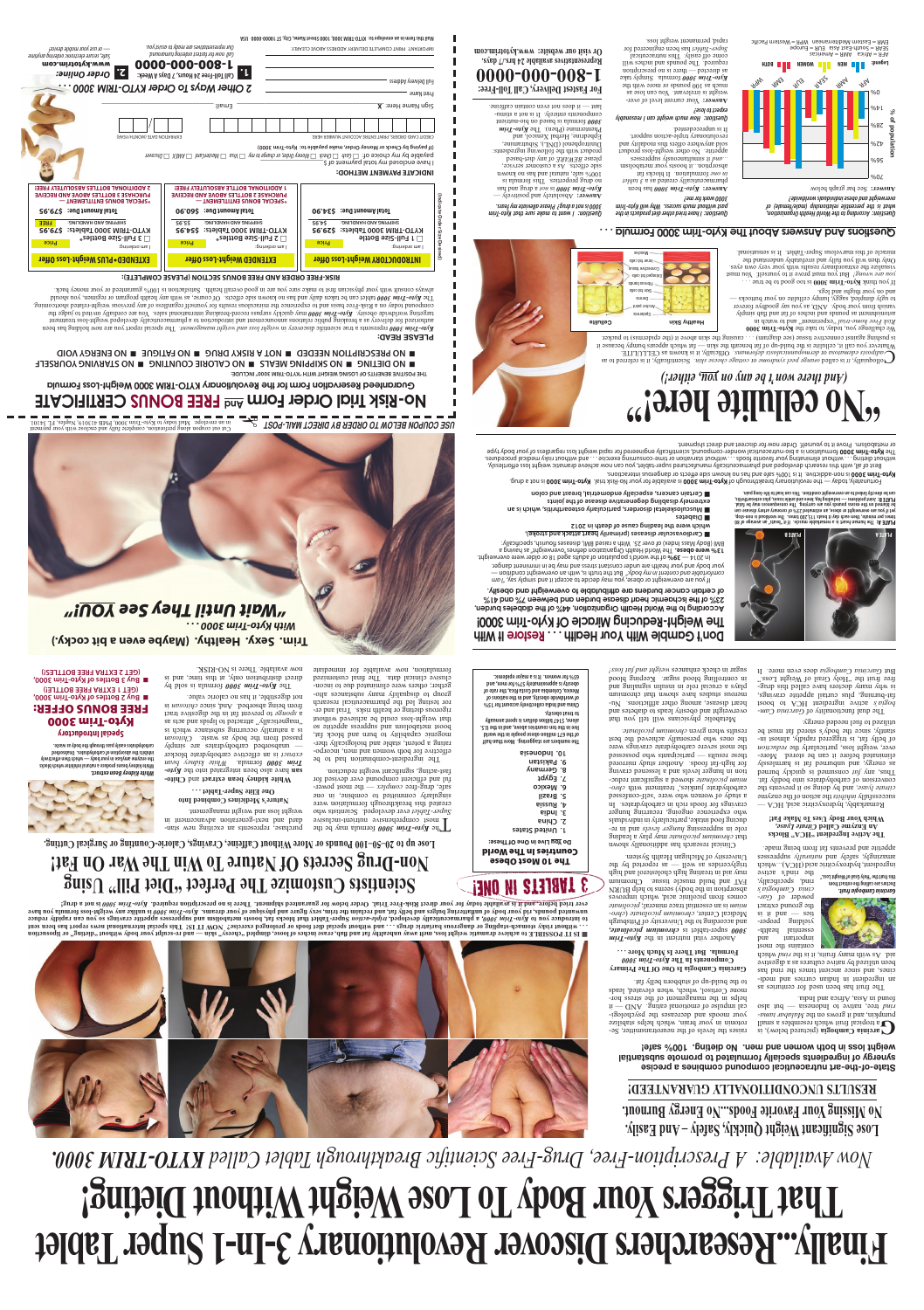# Finally...Researchers Discover Revolutionary 3-In-1 Super Tablet That Triggers Your Body To Lose Weight Without Dieting!

*Now Available: A Prescription-Free, Drug-Free Scientific Breakthrough Tablet Called* ***KYTO-TRIM 3000.***

## Lose Significant Weight Quickly, Safely – And Easily. No Missing Your Favorite Foods...No Energy Burnout.

**RESULTS UNCONDITIONALLY GUARANTEED!**

■ **IS IT POSSIBLE** to achieve dramatic weight loss, melt away unsightly fat and flab, erase inches of loose, dimpled "cheesy" skin – and re-sculpt your body without "dieting" or liposuction ... without risky stomach-stapling or dangerous surgery ... and without depriving yourself of the foods you love? NOW IT IS! *Kyto-Trim 3000*, a pharmaceutically developed, triple-action Super-Tablet that burns fat, boosts metabolism and suppresses cravings so you can rapidly remove unwanted pounds. Order below for guaranteed shipment. There is no prescription required. *Kyto-Trim 3000 is not a drug!*

### State-of-the-art nutraceutical compound combines a precise synergy of ingredients specially formulated to promote substantial weight loss in both women and men. No dieting. 100% safe!

**G**arcinia Cambogia (pictured below), a tropical fruit which resembles a small pumpkin, grows in the Malabar region of India, native to Indonesia — but also found in Asia, Africa and India. The fruit has been used for centuries as a food additive in curries and medicines, and since ancient times the rind has been utilized by many cultures as a digestive aid. As with many fruits, it is the rind which contains the most potent and essential health-yielding properties — and it is the rind's active ingredient, specifically, Hydroxycitric Acid (HCA) that unlocks the power of Garcinia Cambogia.

*Garcinia Cambogia fruit. Doctors are calling the fruit the "Holy Grail of Weight Loss."*

### The active ingredient "HCA" Blocks An Enzyme Called Citrate Lyase, Which Your Body Uses To Make Fat!

Remarkably, hydroxycitric acid (HCA) successfully inhibits the action of the enzyme citrate lyase, and by doing so it prevents the conversion of carbohydrates into body fat. Thus, any fat consumed is quickly burned as energy, and unburned fat is harmlessly excreted.

The dual functionality of *Garcinia Cambogia's* active ingredient HCA to boost weight loss and suppress appetite has led many experts to call it the "Holy Grail of Weight Loss."

But *Garcinia Cambogia* does even more. It raises the levels of the neurotransmitter serotonin in your brain, which helps stabilize your moods and decreases the psychological pull of emotional eating AND — it helps in the management of the stress hormone Cortisol, which, when elevated, leads to the build-up of stubborn belly fat.

### Garcinia Cambogia Is One Of The Primary Components In The Kyto-Trim 3000 Formula. But There's Much More . . .

Another vital nutrient in the *Kyto-Trim 3000* super-tablet is *chromium picolinate*, and according to the University of Pittsburgh Medical Center, *chromium picolinate* (chromium is an essential trace mineral; picolinate comes from picolinic acid, which improves absorption in the body) seems to help BURN FAT and build muscle tissue. Chromium may aid in treating high cholesterol and high triglycerides as well — as reported by the University of Michigan Health System.

Clinical research has additionally shown that chromium picolinate may play a leading role in suppressing hunger levels and in reducing food intake, particularly by individuals who experience ongoing, recurring hunger cravings for foods rich in carbohydrates. In a study of women who were "self-confessed carbohydrate junkies", treatment with chromium picolinate showed a noticeable reduction in hunger levels and a lessened craving for high-fat foods. Another study mirrored these results — participants who possessed the most severe carbohydrate cravings were the ones who personally observed the best results when given chromium picolinate.

Overweight and obesity leads to diabetes and heart disease, among other afflictions. Numerous studies have shown that chromium plays a crucial role in insulin regulation in controlling blood sugar. Keeping blood sugar in check enhances weight and fat loss!

**3 TABLETS IN ONE!**

**The 10 Most Obese Countries In The World**
Do You Live In One Of These:

1. United States
2. China
3. India
4. Russia
5. Brazil
6. Mexico
7. Egypt
8. Germany
9. Pakistan
10. Indonesia

## Scientists Customize The Perfect "Diet Pill" Using Non-Drug Secrets Of Nature To Win The War On Fat!

### Lose up to 20-50-100 Pounds or More Without Caffeine, Cravings, Calorie-Counting or Surgical Cutting.

**T**he *Kyto-Trim 3000* formula may be the most comprehensive nutrient-inclusive Super-Tablet ever developed. Scientists who created this breakthrough formulation were singularly committed to combine, in one safe, drug-free complex — the most powerful, fast-acting, significant weight reduction.

The ingredient-combination had to be effective for both women and men, incorporate a potent, stable and biologically therapeutic capability to burn and block fat, boost metabolism and suppress appetite.

### Nature's Medicine Combined Into One Elite Super-Tablet . . .

**White kidney bean extract** and **Chitosan** have also been integrated into the *Kyto-Trim 3000* formula. *White kidney bean extract* is an effective carbohydrate blocker — unabsorbed carbohydrates are simply passed from the body as waste. *Chitosan* is a naturally occurring substance which is "magnetically" attracted to lipids and acts as a sponge to prevent fat in the digestive tract from being absorbed. And, since *chitosan* is not digestible, it has no calorie value.

The *Kyto-Trim 3000* formula is sold by direct distribution only, at this time, and is now available. There is NO RISK.

*White Kidney Bean extract.*

**Special Introductory FREE BONUS OFFER: Kyto-Trim 3000**

■ Buy 2 Bottles of Kyto-Trim 3000, (GET 1 EXTRA FREE BOTTLE)
■ Buy 3 Bottles of Kyto-Trim 3000, (GET 2 EXTRA FREE BOTTLES)

## Trim, Sexy, Healthy. (Maybe even a bit cocky.) *With Kyto-Trim 3000 . . .* "Wait Until They See YOU!"

## Don't Gamble With Your Health . . . Restore It With The Weight-Reducing Miracle Of Kyto-Trim 3000!

### According to the World Health Organization, 44% of the diabetes burden, 23% of the ischemic heart disease burden and between 7% and 41% of certain cancer burdens are attributable to overweight and obesity.

If you are overweight or obese, you may decide to accept it and simply say, "I'm comfortable and content in my body". But the truth is, your body and your health are under constant stress and may be in imminent danger.

In 2014 — 39% of the world's population of adults aged 18 or older were overweight. 13% were obese. The World Health Organization defines "overweight" as having a BMI (Body Mass Index) of over 25. With a raised BMI, diseases flourish, specifically:

- ■ Cardiovascular diseases (primarily heart attacks and stroke), which were the leading cause of death in 2012
- ■ Diabetes
- ■ Musculoskeletal disorders, particularly osteoarthritis, which is an extremely disabling degenerative disease of the joints
- ■ Certain cancers, especially endometrial, breast and colon

Fortunately, today — the revolutionary breakthrough of **Kyto-Trim 3000** is available for your No-Risk trial. **Kyto-Trim 3000** is not a drug. **Kyto-Trim 3000** is non-addictive. It is 100% safe and has no side effects or dangerous interactions. The **Kyto-Trim 3000** formula is a bio-available compound, scientifically engineered for rapid weight loss regardless of your body type or metabolism. Prove it to yourself. Order now for discreet and direct shipment.

# "No cellulite here!"

## *(And there won't be any on you, either!)*

**C**olloquially, it is called *orange peel syndrome* or *cottage cheese skin*. Scientifically, it is referred to as *Gynoid lipodystrophy*. Officially, it is known as CELLULITE. Whatever you call it, cellulite is the lumpy, dimpled flesh on the thighs, hips, buttocks and abdomen — fat which is pushing against connective tissue (see diagram) ... causing the skin above it (the epidermis) to pucker.

We challenge you, today, to take the *Kyto-Trim 3000* "Risk Free Home-Trial" experiment, and to watch the effects of it vanish from your body. AND, to say goodbye forever to unsightly, saggy, lumpy cellulite on your buttocks and on your thighs and legs.

If you think **Kyto-Trim 3000** is too good to be true, you must see it for yourself. You must prove it to yourself. Only then will you fully and truly understand the miracle of this marvelous super-Tablet. It is sensational.

Healthy Skin
Cellulite

## Questions And Answers About The Kyto-Trim 3000 Formula . . .

**Question:** *According to the World Health Organization, what is the prevalence of overweight and obese individuals worldwide?*

**Answer:** See bar graph below.

% of population
AFR AMR SEAR EUR EMR WPR
Legend: MEN WOMEN BOTH
AFR = Africa AMR = Americas SEAR = South-East Asia EUR = Europe EMR = Eastern Mediterranean WPR = Western Pacific

**Question:** *I have tried other diet products in the past without much success. Why will Kyto-Trim 3000 work for me?*

**Answer:** *Kyto-Trim 3000* has been pharmaceutically created as a 3-in-1 tablet to simultaneously block fat absorption, boost metabolism and suppress appetite.

**Question:** *I want to make sure that Kyto-Trim 3000 is not a drug.*

**Answer:** Absolutely and positively — *Kyto-Trim 3000* is not a drug and has no drug properties. The formula is 100% natural.

**Question:** *How much weight can I reasonably expect to lose?*

**Answer:** Your current level of overweight is irrelevant. You can lose as much as 100 pounds or more with the *Kyto-Trim 3000* formula. Simply take as directed — there is no prescription required. The pounds and inches will come off easily. This nutraceutical super-tablet has been engineered for rapid, permanent weight loss.

**For Fastest Delivery, Call Toll-Free:**
**1-800-000-0000**
Representatives available 24 hrs/7 days.
**Or visit our website: www.kytotrim.com**

---

**USE COUPON BELOW TO ORDER BY DIRECT MAIL-POST**

# No-Risk Trial Order Form And FREE BONUS CERTIFICATE

**Guaranteed Reservation Form for the Revolutionary KYTO-TRIM 3000 Weight-Loss Formula**

THE POSITIVE BENEFITS OF LOSING WEIGHT WITH KYTO-TRIM 3000 INCLUDE:

■ NO DIETING ■ NO SKIPPING MEALS ■ NO CALORIE COUNTING ■ NO STARVING YOURSELF
■ NO PRESCRIPTION NEEDED ■ NOT A RISKY DRUG ■ NO FATIGUE ■ NO ENERGY VOID

**PLEASE READ:**

**RISK-FREE ORDER AND FREE BONUS SECTION (PLEASE COMPLETE):**

| INTRODUCTORY Weight-Loss Offer | EXTENDED Weight-Loss Offer | EXTENDED-PLUS Weight-Loss Offer |
|---|---|---|
| 1 Full-Size Bottle $29.95 | 2 Full-Size Bottles* | 3 Full-Size Bottles* $79.95 |
| Shipping and Handling: $4.95 | Shipping and Handling: $5.95 | Shipping and Handling: FREE |
| Total Amount Due: $34.90 | Total Amount Due: $60.90 | Total Amount Due: $79.95 |
| | *SPECIAL BONUS ENTITLEMENT – PURCHASE 2 BOTTLES ABOVE AND RECEIVE 1 ADDITIONAL BOTTLE ABSOLUTELY FREE! | *SPECIAL BONUS ENTITLEMENT – PURCHASE 3 BOTTLES ABOVE AND RECEIVE 2 ADDITIONAL BOTTLES ABSOLUTELY FREE! |

**INDICATE PAYMENT METHOD:**

☐ Visa ☐ MasterCard ☐ AMEX ☐ Discover

Sign Here: X

Print Name

Full Delivery Address

Email

**2 Other Ways To Order KYTO-TRIM 3000 . . .**

1. Call Toll-Free 24 Hours, 7 Days A Week: **1-800-000-0000**
2. Order Online: **www.kytotrim.com**